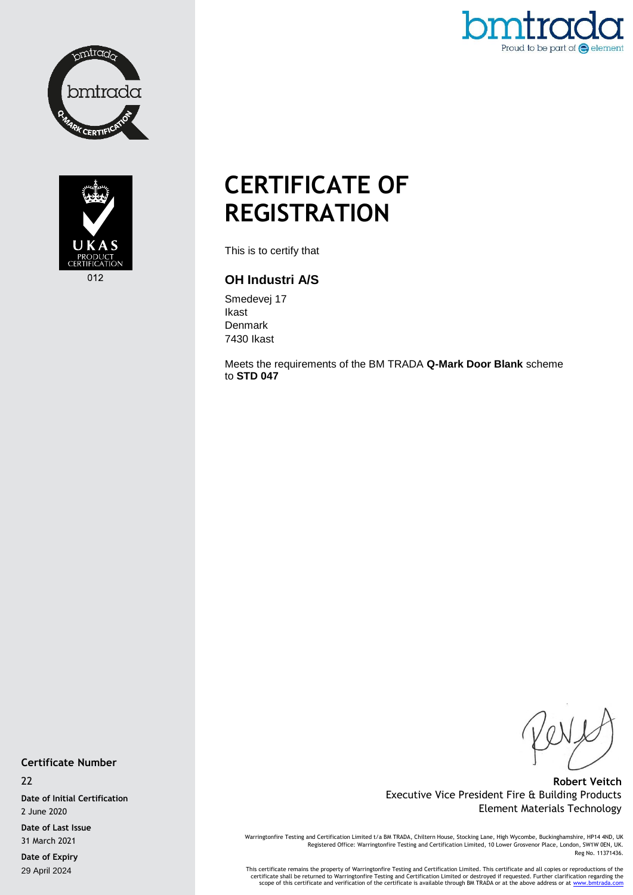# CERTIFICATE OF REGISTRATION

This is to certify that

### OH Industri A/S

Smedevej 17
Ikast
Denmark
7430 Ikast

Meets the requirements of the BM TRADA **Q-Mark Door Blank** scheme to **STD 047**

**Certificate Number**

22

**Date of Initial Certification**

2 June 2020

**Date of Last Issue**

31 March 2021

**Date of Expiry**

29 April 2024

**Robert Veitch**
Executive Vice President Fire & Building Products
Element Materials Technology

Warringtonfire Testing and Certification Limited t/a BM TRADA, Chiltern House, Stocking Lane, High Wycombe, Buckinghamshire, HP14 4ND, UK
Registered Office: Warringtonfire Testing and Certification Limited, 10 Lower Grosvenor Place, London, SW1W 0EN, UK.
Reg No. 11371436.

This certificate remains the property of Warringtonfire Testing and Certification Limited. This certificate and all copies or reproductions of the certificate shall be returned to Warringtonfire Testing and Certification Limited or destroyed if requested. Further clarification regarding the scope of this certificate and verification of the certificate is available through BM TRADA or at the above address or at www.bmtrada.com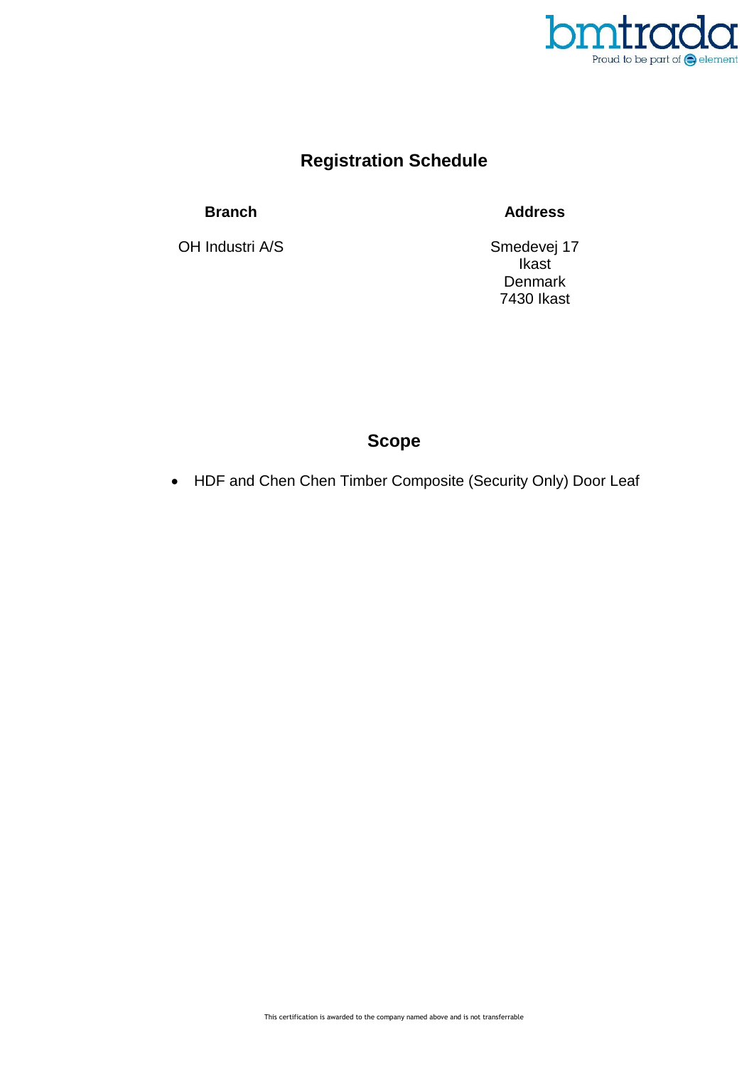# Registration Schedule

| Branch | Address |
|---|---|
| OH Industri A/S | Smedevej 17<br>Ikast<br>Denmark<br>7430 Ikast |

## Scope

- HDF and Chen Chen Timber Composite (Security Only) Door Leaf

This certification is awarded to the company named above and is not transferrable